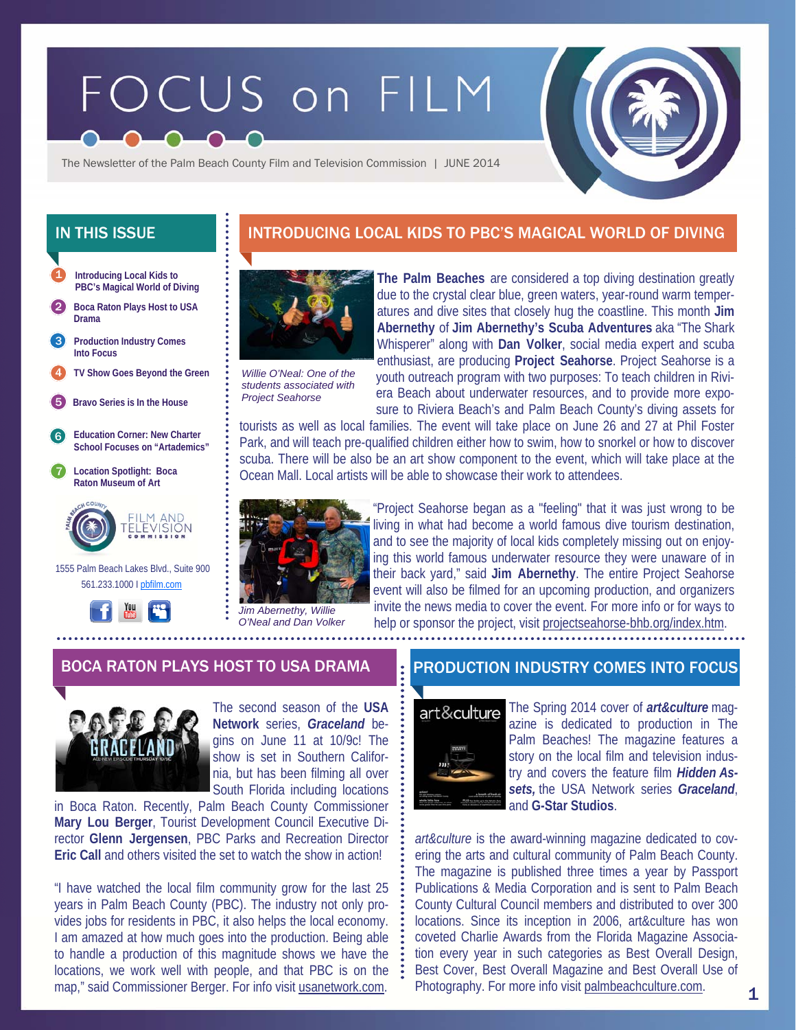# FOCUS on FILM

The Newsletter of the Palm Beach County Film and Television Commission | JUNE 2014

## IN THIS ISSUE

1. Introducing Local Kids to PBC's Magical World of Diving
2. Boca Raton Plays Host to USA Drama
3. Production Industry Comes Into Focus
4. TV Show Goes Beyond the Green
5. Bravo Series is In the House
6. Education Corner: New Charter School Focuses on "Artademics"
7. Location Spotlight: Boca Raton Museum of Art

FILM AND TELEVISION COMMISSION

1555 Palm Beach Lakes Blvd., Suite 900
561.233.1000 I pbfilm.com

## INTRODUCING LOCAL KIDS TO PBC'S MAGICAL WORLD OF DIVING

*Willie O'Neal: One of the students associated with Project Seahorse*

**The Palm Beaches** are considered a top diving destination greatly due to the crystal clear blue, green waters, year-round warm temperatures and dive sites that closely hug the coastline. This month **Jim Abernethy** of **Jim Abernethy's Scuba Adventures** aka "The Shark Whisperer" along with **Dan Volker**, social media expert and scuba enthusiast, are producing **Project Seahorse**. Project Seahorse is a youth outreach program with two purposes: To teach children in Riviera Beach about underwater resources, and to provide more exposure to Riviera Beach's and Palm Beach County's diving assets for tourists as well as local families. The event will take place on June 26 and 27 at Phil Foster Park, and will teach pre-qualified children either how to swim, how to snorkel or how to discover scuba. There will be also be an art show component to the event, which will take place at the Ocean Mall. Local artists will be able to showcase their work to attendees.

*Jim Abernethy, Willie O'Neal and Dan Volker*

"Project Seahorse began as a "feeling" that it was just wrong to be living in what had become a world famous dive tourism destination, and to see the majority of local kids completely missing out on enjoying this world famous underwater resource they were unaware of in their back yard," said **Jim Abernethy**. The entire Project Seahorse event will also be filmed for an upcoming production, and organizers invite the news media to cover the event. For more info or for ways to help or sponsor the project, visit projectseahorse-bhb.org/index.htm.

## BOCA RATON PLAYS HOST TO USA DRAMA

The second season of the **USA Network** series, ***Graceland*** begins on June 11 at 10/9c! The show is set in Southern California, but has been filming all over South Florida including locations in Boca Raton. Recently, Palm Beach County Commissioner **Mary Lou Berger**, Tourist Development Council Executive Director **Glenn Jergensen**, PBC Parks and Recreation Director **Eric Call** and others visited the set to watch the show in action!

"I have watched the local film community grow for the last 25 years in Palm Beach County (PBC). The industry not only provides jobs for residents in PBC, it also helps the local economy. I am amazed at how much goes into the production. Being able to handle a production of this magnitude shows we have the locations, we work well with people, and that PBC is on the map," said Commissioner Berger. For info visit usanetwork.com.

## PRODUCTION INDUSTRY COMES INTO FOCUS

The Spring 2014 cover of ***art&culture*** magazine is dedicated to production in The Palm Beaches! The magazine features a story on the local film and television industry and covers the feature film ***Hidden Assets,*** the USA Network series ***Graceland***, and **G-Star Studios**.

*art&culture* is the award-winning magazine dedicated to covering the arts and cultural community of Palm Beach County. The magazine is published three times a year by Passport Publications & Media Corporation and is sent to Palm Beach County Cultural Council members and distributed to over 300 locations. Since its inception in 2006, art&culture has won coveted Charlie Awards from the Florida Magazine Association every year in such categories as Best Overall Design, Best Cover, Best Overall Magazine and Best Overall Use of Photography. For more info visit palmbeachculture.com.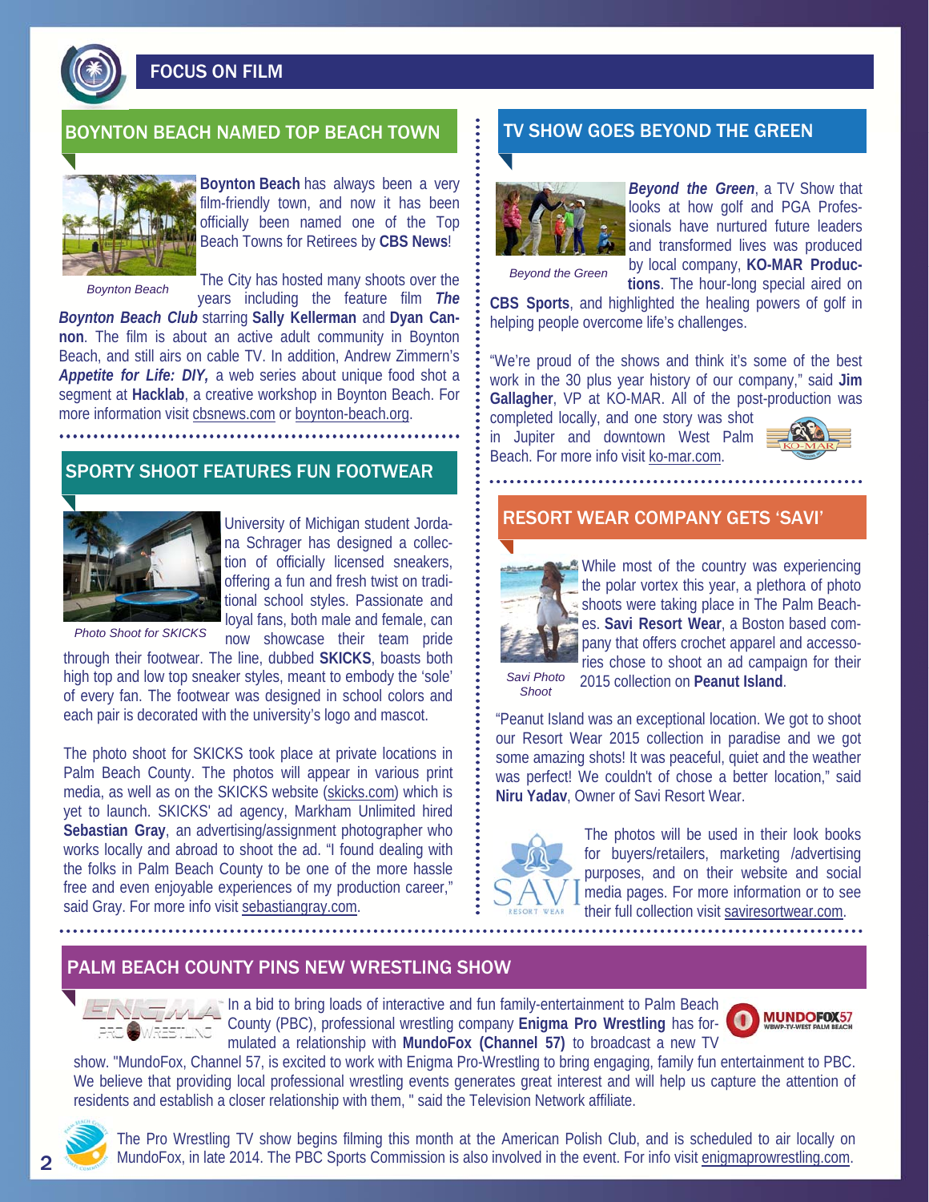# FOCUS ON FILM

## BOYNTON BEACH NAMED TOP BEACH TOWN

Boynton Beach

**Boynton Beach** has always been a very film-friendly town, and now it has been officially been named one of the Top Beach Towns for Retirees by **CBS News**!

The City has hosted many shoots over the years including the feature film ***The Boynton Beach Club*** starring **Sally Kellerman** and **Dyan Cannon**. The film is about an active adult community in Boynton Beach, and still airs on cable TV. In addition, Andrew Zimmern's ***Appetite for Life: DIY,*** a web series about unique food shot a segment at **Hacklab**, a creative workshop in Boynton Beach. For more information visit cbsnews.com or boynton-beach.org.

## SPORTY SHOOT FEATURES FUN FOOTWEAR

Photo Shoot for SKICKS

University of Michigan student Jordana Schrager has designed a collection of officially licensed sneakers, offering a fun and fresh twist on traditional school styles. Passionate and loyal fans, both male and female, can now showcase their team pride through their footwear. The line, dubbed **SKICKS**, boasts both high top and low top sneaker styles, meant to embody the 'sole' of every fan. The footwear was designed in school colors and each pair is decorated with the university's logo and mascot.

The photo shoot for SKICKS took place at private locations in Palm Beach County. The photos will appear in various print media, as well as on the SKICKS website (skicks.com) which is yet to launch. SKICKS' ad agency, Markham Unlimited hired **Sebastian Gray**, an advertising/assignment photographer who works locally and abroad to shoot the ad. "I found dealing with the folks in Palm Beach County to be one of the more hassle free and even enjoyable experiences of my production career," said Gray. For more info visit sebastiangray.com.

## TV SHOW GOES BEYOND THE GREEN

Beyond the Green

***Beyond the Green***, a TV Show that looks at how golf and PGA Professionals have nurtured future leaders and transformed lives was produced by local company, **KO-MAR Productions**. The hour-long special aired on **CBS Sports**, and highlighted the healing powers of golf in helping people overcome life's challenges.

"We're proud of the shows and think it's some of the best work in the 30 plus year history of our company," said **Jim Gallagher**, VP at KO-MAR. All of the post-production was completed locally, and one story was shot in Jupiter and downtown West Palm Beach. For more info visit ko-mar.com.

## RESORT WEAR COMPANY GETS 'SAVI'

Savi Photo Shoot

While most of the country was experiencing the polar vortex this year, a plethora of photo shoots were taking place in The Palm Beaches. **Savi Resort Wear**, a Boston based company that offers crochet apparel and accessories chose to shoot an ad campaign for their 2015 collection on **Peanut Island**.

"Peanut Island was an exceptional location. We got to shoot our Resort Wear 2015 collection in paradise and we got some amazing shots! It was peaceful, quiet and the weather was perfect! We couldn't of chose a better location," said **Niru Yadav**, Owner of Savi Resort Wear.

The photos will be used in their look books for buyers/retailers, marketing /advertising purposes, and on their website and social media pages. For more information or to see their full collection visit saviresortwear.com.

## PALM BEACH COUNTY PINS NEW WRESTLING SHOW

In a bid to bring loads of interactive and fun family-entertainment to Palm Beach County (PBC), professional wrestling company **Enigma Pro Wrestling** has formulated a relationship with **MundoFox (Channel 57)** to broadcast a new TV show. "MundoFox, Channel 57, is excited to work with Enigma Pro-Wrestling to bring engaging, family fun entertainment to PBC. We believe that providing local professional wrestling events generates great interest and will help us capture the attention of residents and establish a closer relationship with them, " said the Television Network affiliate.

The Pro Wrestling TV show begins filming this month at the American Polish Club, and is scheduled to air locally on MundoFox, in late 2014. The PBC Sports Commission is also involved in the event. For info visit enigmaprowrestling.com.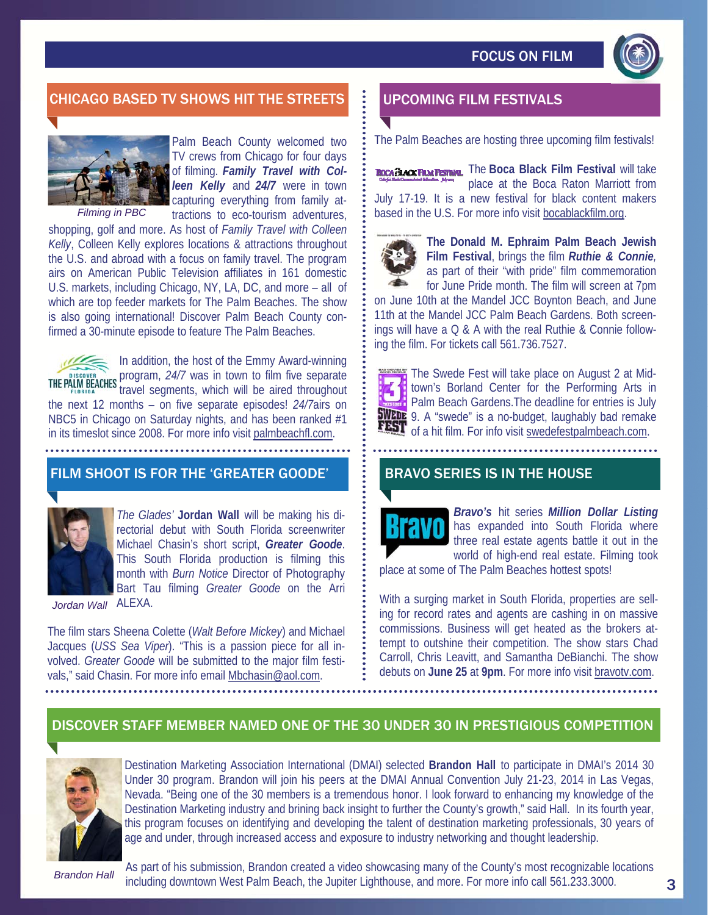## CHICAGO BASED TV SHOWS HIT THE STREETS

*Filming in PBC*

Palm Beach County welcomed two TV crews from Chicago for four days of filming. ***Family Travel with Colleen Kelly*** and ***24/7*** were in town capturing everything from family attractions to eco-tourism adventures, shopping, golf and more. As host of *Family Travel with Colleen Kelly*, Colleen Kelly explores locations & attractions throughout the U.S. and abroad with a focus on family travel. The program airs on American Public Television affiliates in 161 domestic U.S. markets, including Chicago, NY, LA, DC, and more – all of which are top feeder markets for The Palm Beaches. The show is also going international! Discover Palm Beach County confirmed a 30-minute episode to feature The Palm Beaches.

In addition, the host of the Emmy Award-winning program, *24/7* was in town to film five separate travel segments, which will be aired throughout the next 12 months – on five separate episodes! *24/7*airs on NBC5 in Chicago on Saturday nights, and has been ranked #1 in its timeslot since 2008. For more info visit palmbeachfl.com.

## FILM SHOOT IS FOR THE 'GREATER GOODE'

*Jordan Wall*

*The Glades'* **Jordan Wall** will be making his directorial debut with South Florida screenwriter Michael Chasin's short script, ***Greater Goode***. This South Florida production is filming this month with *Burn Notice* Director of Photography Bart Tau filming *Greater Goode* on the Arri ALEXA.

The film stars Sheena Colette (*Walt Before Mickey*) and Michael Jacques (*USS Sea Viper*). "This is a passion piece for all involved. *Greater Goode* will be submitted to the major film festivals," said Chasin. For more info email Mbchasin@aol.com.

## UPCOMING FILM FESTIVALS

The Palm Beaches are hosting three upcoming film festivals!

The **Boca Black Film Festival** will take place at the Boca Raton Marriott from July 17-19. It is a new festival for black content makers based in the U.S. For more info visit bocablackfilm.org.

**The Donald M. Ephraim Palm Beach Jewish Film Festival**, brings the film ***Ruthie & Connie***, as part of their "with pride" film commemoration for June Pride month. The film will screen at 7pm on June 10th at the Mandel JCC Boynton Beach, and June 11th at the Mandel JCC Palm Beach Gardens. Both screenings will have a Q & A with the real Ruthie & Connie following the film. For tickets call 561.736.7527.

The Swede Fest will take place on August 2 at Midtown's Borland Center for the Performing Arts in Palm Beach Gardens.The deadline for entries is July 9. A "swede" is a no-budget, laughably bad remake of a hit film. For info visit swedefestpalmbeach.com.

## BRAVO SERIES IS IN THE HOUSE

***Bravo's*** hit series ***Million Dollar Listing*** has expanded into South Florida where three real estate agents battle it out in the world of high-end real estate. Filming took place at some of The Palm Beaches hottest spots!

With a surging market in South Florida, properties are selling for record rates and agents are cashing in on massive commissions. Business will get heated as the brokers attempt to outshine their competition. The show stars Chad Carroll, Chris Leavitt, and Samantha DeBianchi. The show debuts on **June 25** at **9pm**. For more info visit bravotv.com.

## DISCOVER STAFF MEMBER NAMED ONE OF THE 30 UNDER 30 IN PRESTIGIOUS COMPETITION

*Brandon Hall*

Destination Marketing Association International (DMAI) selected **Brandon Hall** to participate in DMAI's 2014 30 Under 30 program. Brandon will join his peers at the DMAI Annual Convention July 21-23, 2014 in Las Vegas, Nevada. "Being one of the 30 members is a tremendous honor. I look forward to enhancing my knowledge of the Destination Marketing industry and brining back insight to further the County's growth," said Hall. In its fourth year, this program focuses on identifying and developing the talent of destination marketing professionals, 30 years of age and under, through increased access and exposure to industry networking and thought leadership.

As part of his submission, Brandon created a video showcasing many of the County's most recognizable locations including downtown West Palm Beach, the Jupiter Lighthouse, and more. For more info call 561.233.3000.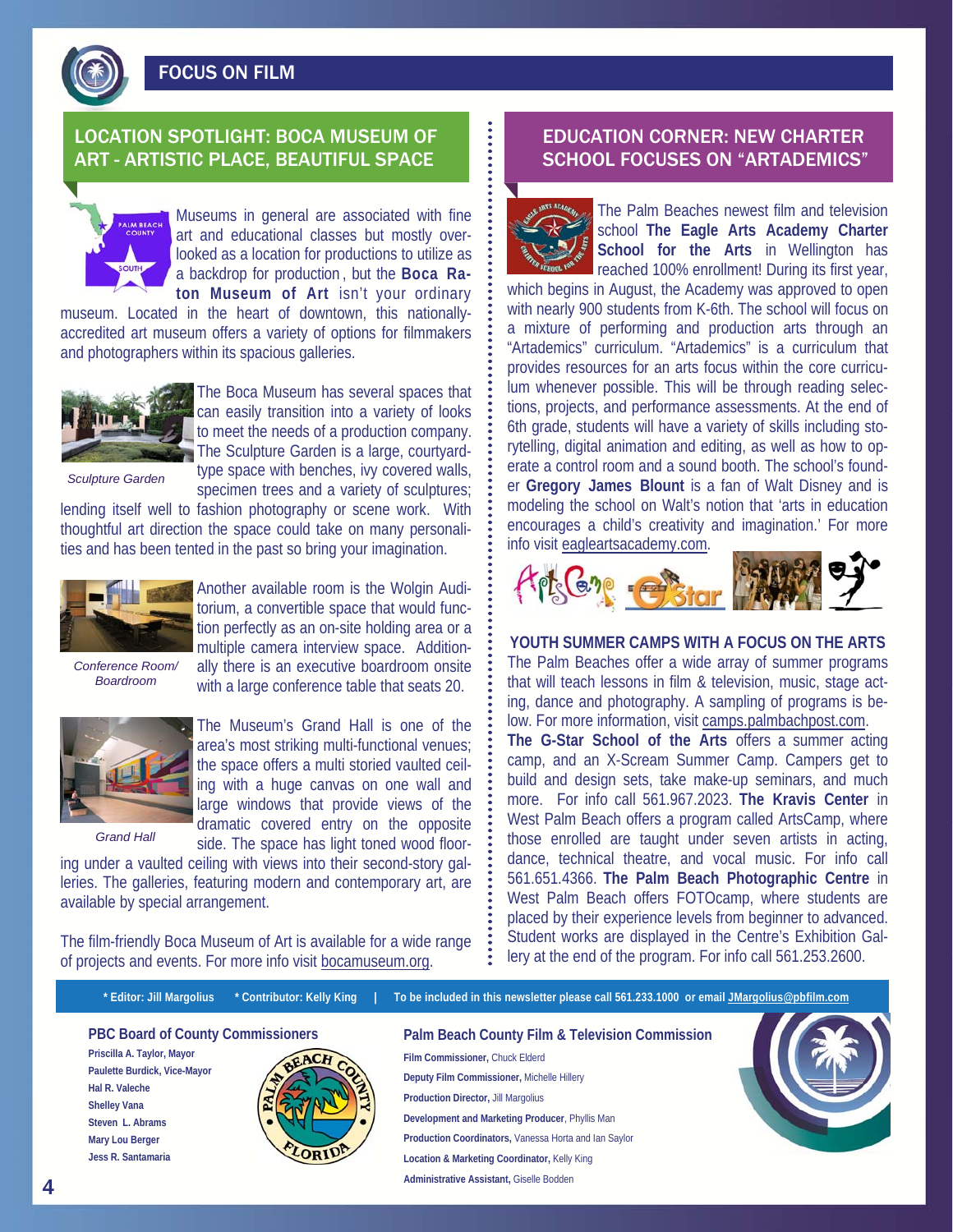# FOCUS ON FILM

## LOCATION SPOTLIGHT: BOCA MUSEUM OF ART - ARTISTIC PLACE, BEAUTIFUL SPACE

Museums in general are associated with fine art and educational classes but mostly overlooked as a location for productions to utilize as a backdrop for production, but the **Boca Raton Museum of Art** isn't your ordinary museum. Located in the heart of downtown, this nationally-accredited art museum offers a variety of options for filmmakers and photographers within its spacious galleries.

The Boca Museum has several spaces that can easily transition into a variety of looks to meet the needs of a production company. The Sculpture Garden is a large, courtyard-type space with benches, ivy covered walls, specimen trees and a variety of sculptures; lending itself well to fashion photography or scene work. With thoughtful art direction the space could take on many personalities and has been tented in the past so bring your imagination.

*Sculpture Garden*

Another available room is the Wolgin Auditorium, a convertible space that would function perfectly as an on-site holding area or a multiple camera interview space. Additionally there is an executive boardroom onsite with a large conference table that seats 20.

*Conference Room/ Boardroom*

The Museum's Grand Hall is one of the area's most striking multi-functional venues; the space offers a multi storied vaulted ceiling with a huge canvas on one wall and large windows that provide views of the dramatic covered entry on the opposite side. The space has light toned wood flooring under a vaulted ceiling with views into their second-story galleries. The galleries, featuring modern and contemporary art, are available by special arrangement.

*Grand Hall*

The film-friendly Boca Museum of Art is available for a wide range of projects and events. For more info visit bocamuseum.org.

## EDUCATION CORNER: NEW CHARTER SCHOOL FOCUSES ON "ARTADEMICS"

The Palm Beaches newest film and television school **The Eagle Arts Academy Charter School for the Arts** in Wellington has reached 100% enrollment! During its first year, which begins in August, the Academy was approved to open with nearly 900 students from K-6th. The school will focus on a mixture of performing and production arts through an "Artademics" curriculum. "Artademics" is a curriculum that provides resources for an arts focus within the core curriculum whenever possible. This will be through reading selections, projects, and performance assessments. At the end of 6th grade, students will have a variety of skills including storytelling, digital animation and editing, as well as how to operate a control room and a sound booth. The school's founder **Gregory James Blount** is a fan of Walt Disney and is modeling the school on Walt's notion that 'arts in education encourages a child's creativity and imagination.' For more info visit eagleartsacademy.com.

### YOUTH SUMMER CAMPS WITH A FOCUS ON THE ARTS

The Palm Beaches offer a wide array of summer programs that will teach lessons in film & television, music, stage acting, dance and photography. A sampling of programs is below. For more information, visit camps.palmbachpost.com.

**The G-Star School of the Arts** offers a summer acting camp, and an X-Scream Summer Camp. Campers get to build and design sets, take make-up seminars, and much more. For info call 561.967.2023. **The Kravis Center** in West Palm Beach offers a program called ArtsCamp, where those enrolled are taught under seven artists in acting, dance, technical theatre, and vocal music. For info call 561.651.4366. **The Palm Beach Photographic Centre** in West Palm Beach offers FOTOcamp, where students are placed by their experience levels from beginner to advanced. Student works are displayed in the Centre's Exhibition Gallery at the end of the program. For info call 561.253.2600.

---

**\* Editor: Jill Margolius \* Contributor: Kelly King | To be included in this newsletter please call 561.233.1000 or email JMargolius@pbfilm.com**

### PBC Board of County Commissioners

**Priscilla A. Taylor, Mayor**
**Paulette Burdick, Vice-Mayor**
**Hal R. Valeche**
**Shelley Vana**
**Steven L. Abrams**
**Mary Lou Berger**
**Jess R. Santamaria**

### Palm Beach County Film & Television Commission

**Film Commissioner,** Chuck Elderd
**Deputy Film Commissioner,** Michelle Hillery
**Production Director,** Jill Margolius
**Development and Marketing Producer**, Phyllis Man
**Production Coordinators,** Vanessa Horta and Ian Saylor
**Location & Marketing Coordinator,** Kelly King
**Administrative Assistant,** Giselle Bodden